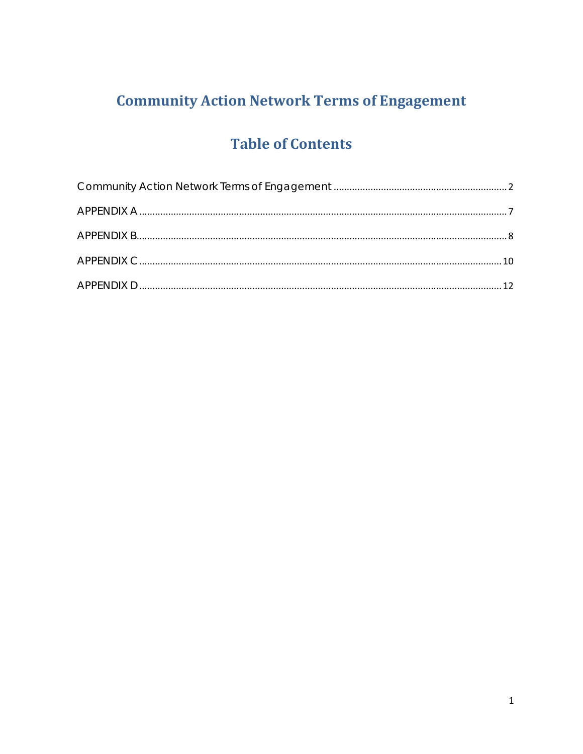# Community Action Network Terms of Engagement

## Table of Contents

Community Action Network Terms of Engagement ..... 2

APPENDIX A ..... 7

APPENDIX B..... 8

APPENDIX C ..... 10

APPENDIX D ..... 12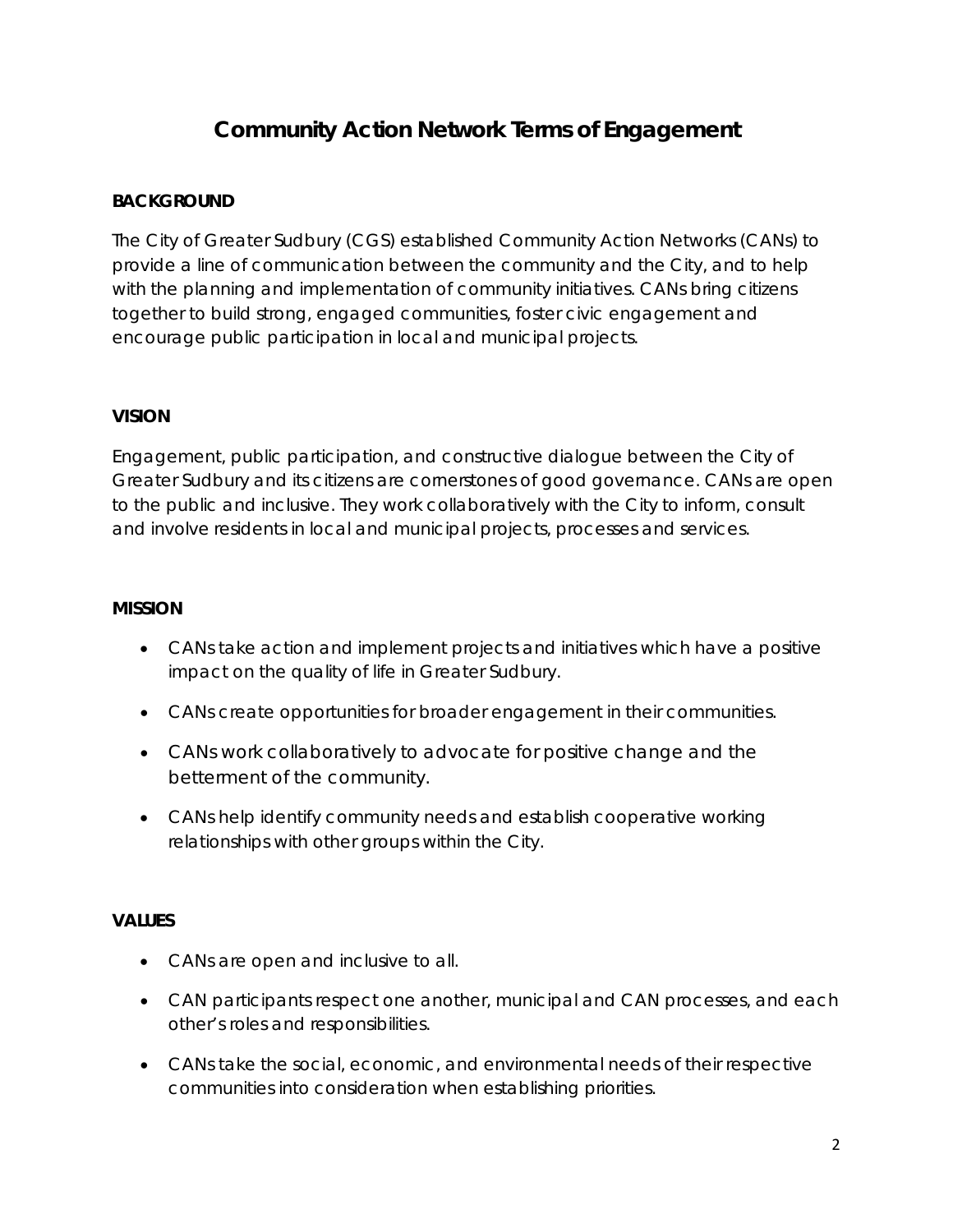# Community Action Network Terms of Engagement

## BACKGROUND

The City of Greater Sudbury (CGS) established Community Action Networks (CANs) to provide a line of communication between the community and the City, and to help with the planning and implementation of community initiatives. CANs bring citizens together to build strong, engaged communities, foster civic engagement and encourage public participation in local and municipal projects.

## VISION

Engagement, public participation, and constructive dialogue between the City of Greater Sudbury and its citizens are cornerstones of good governance. CANs are open to the public and inclusive. They work collaboratively with the City to inform, consult and involve residents in local and municipal projects, processes and services.

## MISSION

- CANs take action and implement projects and initiatives which have a positive impact on the quality of life in Greater Sudbury.
- CANs create opportunities for broader engagement in their communities.
- CANs work collaboratively to advocate for positive change and the betterment of the community.
- CANs help identify community needs and establish cooperative working relationships with other groups within the City.

## VALUES

- CANs are open and inclusive to all.
- CAN participants respect one another, municipal and CAN processes, and each other's roles and responsibilities.
- CANs take the social, economic, and environmental needs of their respective communities into consideration when establishing priorities.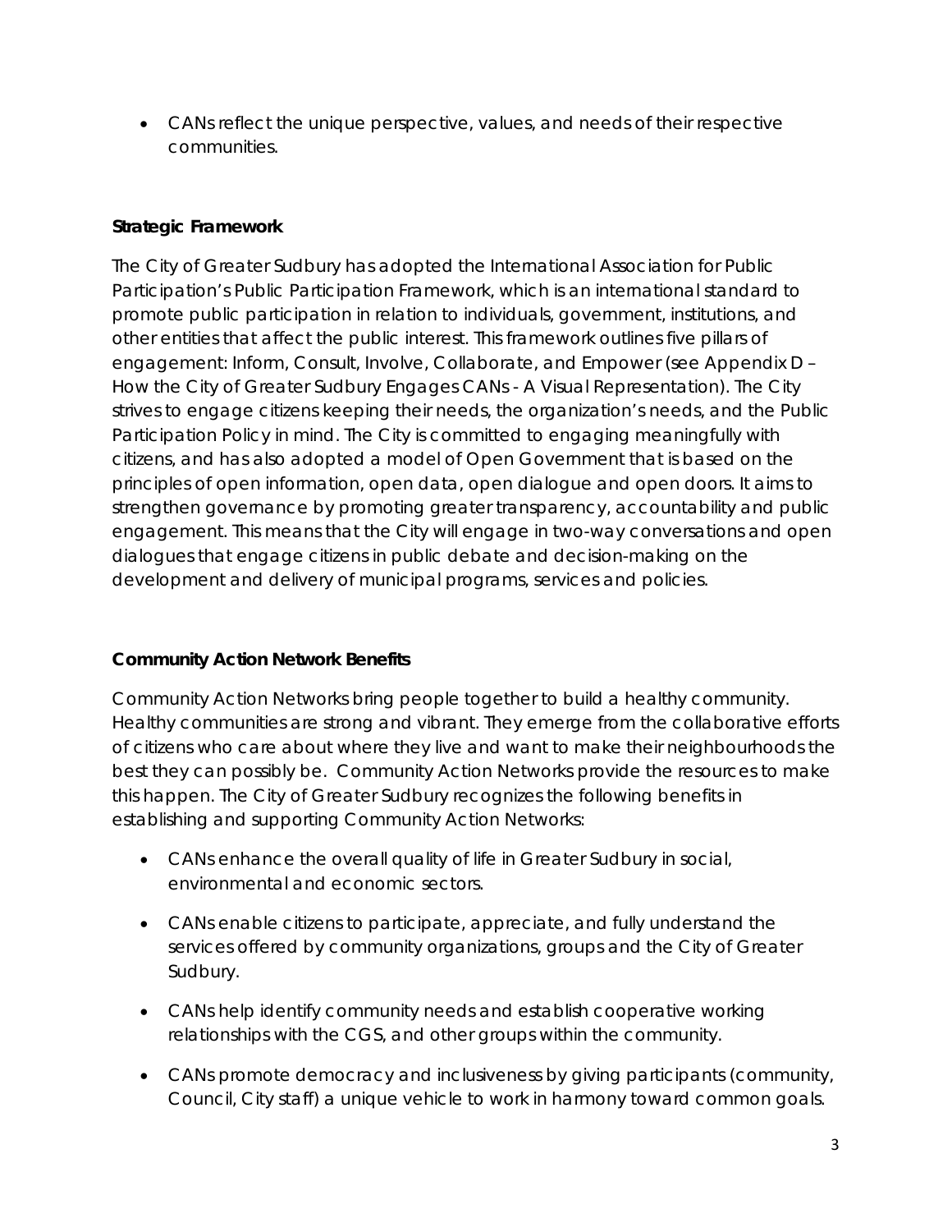- CANs reflect the unique perspective, values, and needs of their respective communities.

**Strategic Framework**

The City of Greater Sudbury has adopted the International Association for Public Participation's Public Participation Framework, which is an international standard to promote public participation in relation to individuals, government, institutions, and other entities that affect the public interest. This framework outlines five pillars of engagement: Inform, Consult, Involve, Collaborate, and Empower (see Appendix D – How the City of Greater Sudbury Engages CANs - A Visual Representation). The City strives to engage citizens keeping their needs, the organization's needs, and the Public Participation Policy in mind. The City is committed to engaging meaningfully with citizens, and has also adopted a model of Open Government that is based on the principles of open information, open data, open dialogue and open doors. It aims to strengthen governance by promoting greater transparency, accountability and public engagement. This means that the City will engage in two-way conversations and open dialogues that engage citizens in public debate and decision-making on the development and delivery of municipal programs, services and policies.

**Community Action Network Benefits**

Community Action Networks bring people together to build a healthy community. Healthy communities are strong and vibrant. They emerge from the collaborative efforts of citizens who care about where they live and want to make their neighbourhoods the best they can possibly be. Community Action Networks provide the resources to make this happen. The City of Greater Sudbury recognizes the following benefits in establishing and supporting Community Action Networks:

- CANs enhance the overall quality of life in Greater Sudbury in social, environmental and economic sectors.
- CANs enable citizens to participate, appreciate, and fully understand the services offered by community organizations, groups and the City of Greater Sudbury.
- CANs help identify community needs and establish cooperative working relationships with the CGS, and other groups within the community.
- CANs promote democracy and inclusiveness by giving participants (community, Council, City staff) a unique vehicle to work in harmony toward common goals.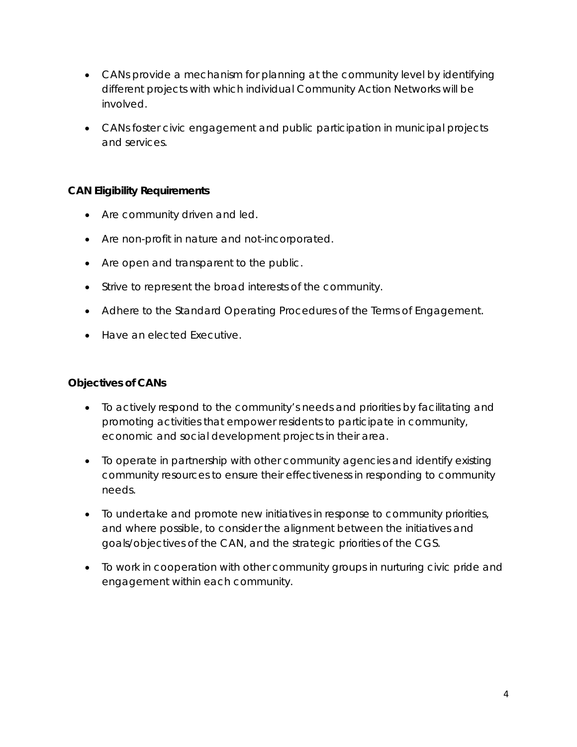- CANs provide a mechanism for planning at the community level by identifying different projects with which individual Community Action Networks will be involved.
- CANs foster civic engagement and public participation in municipal projects and services.

**CAN Eligibility Requirements**

- Are community driven and led.
- Are non-profit in nature and not-incorporated.
- Are open and transparent to the public.
- Strive to represent the broad interests of the community.
- Adhere to the Standard Operating Procedures of the Terms of Engagement.
- Have an elected Executive.

**Objectives of CANs**

- To actively respond to the community's needs and priorities by facilitating and promoting activities that empower residents to participate in community, economic and social development projects in their area.
- To operate in partnership with other community agencies and identify existing community resources to ensure their effectiveness in responding to community needs.
- To undertake and promote new initiatives in response to community priorities, and where possible, to consider the alignment between the initiatives and goals/objectives of the CAN, and the strategic priorities of the CGS.
- To work in cooperation with other community groups in nurturing civic pride and engagement within each community.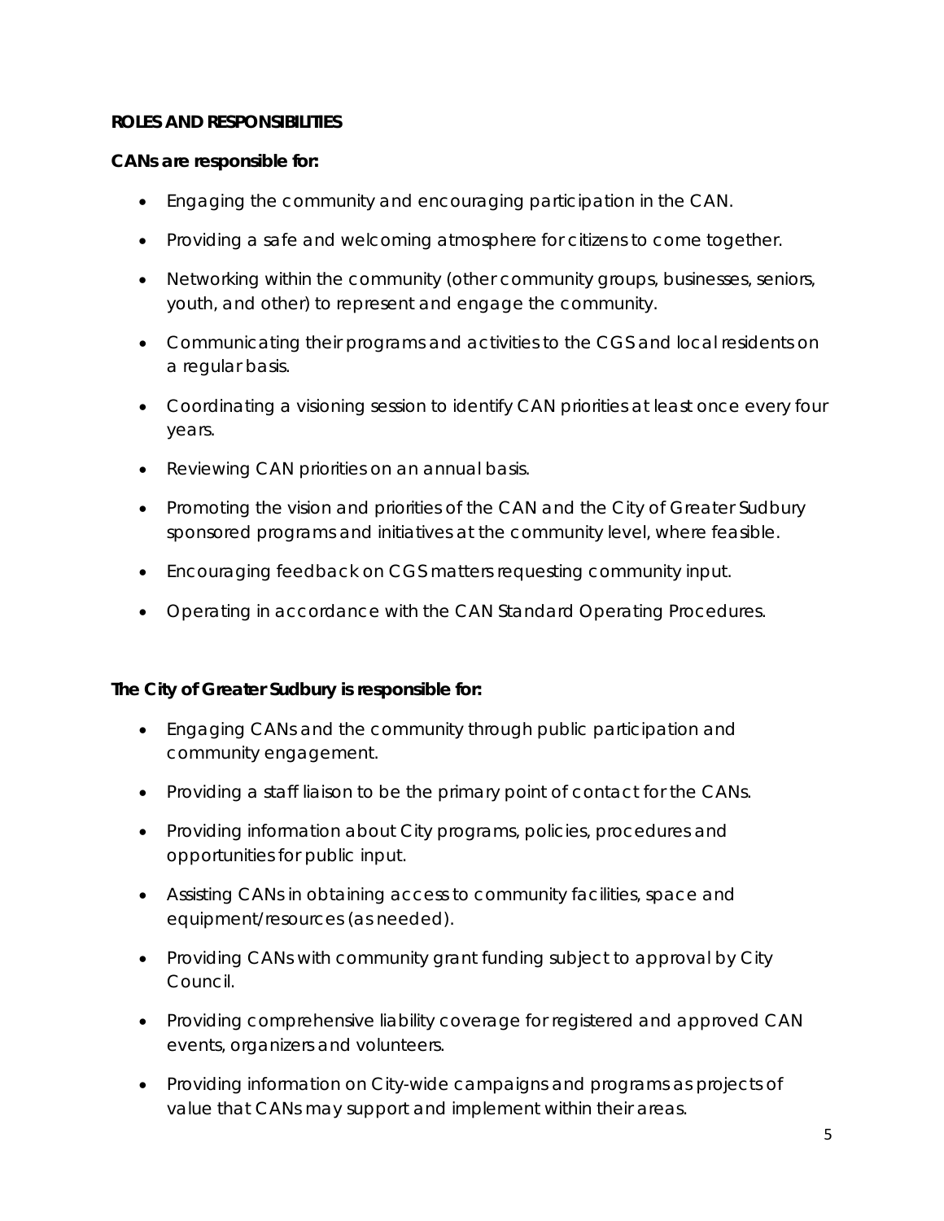**ROLES AND RESPONSIBILITIES**

**CANs are responsible for:**

- Engaging the community and encouraging participation in the CAN.
- Providing a safe and welcoming atmosphere for citizens to come together.
- Networking within the community (other community groups, businesses, seniors, youth, and other) to represent and engage the community.
- Communicating their programs and activities to the CGS and local residents on a regular basis.
- Coordinating a visioning session to identify CAN priorities at least once every four years.
- Reviewing CAN priorities on an annual basis.
- Promoting the vision and priorities of the CAN and the City of Greater Sudbury sponsored programs and initiatives at the community level, where feasible.
- Encouraging feedback on CGS matters requesting community input.
- Operating in accordance with the CAN Standard Operating Procedures.

**The City of Greater Sudbury is responsible for:**

- Engaging CANs and the community through public participation and community engagement.
- Providing a staff liaison to be the primary point of contact for the CANs.
- Providing information about City programs, policies, procedures and opportunities for public input.
- Assisting CANs in obtaining access to community facilities, space and equipment/resources (as needed).
- Providing CANs with community grant funding subject to approval by City Council.
- Providing comprehensive liability coverage for registered and approved CAN events, organizers and volunteers.
- Providing information on City-wide campaigns and programs as projects of value that CANs may support and implement within their areas.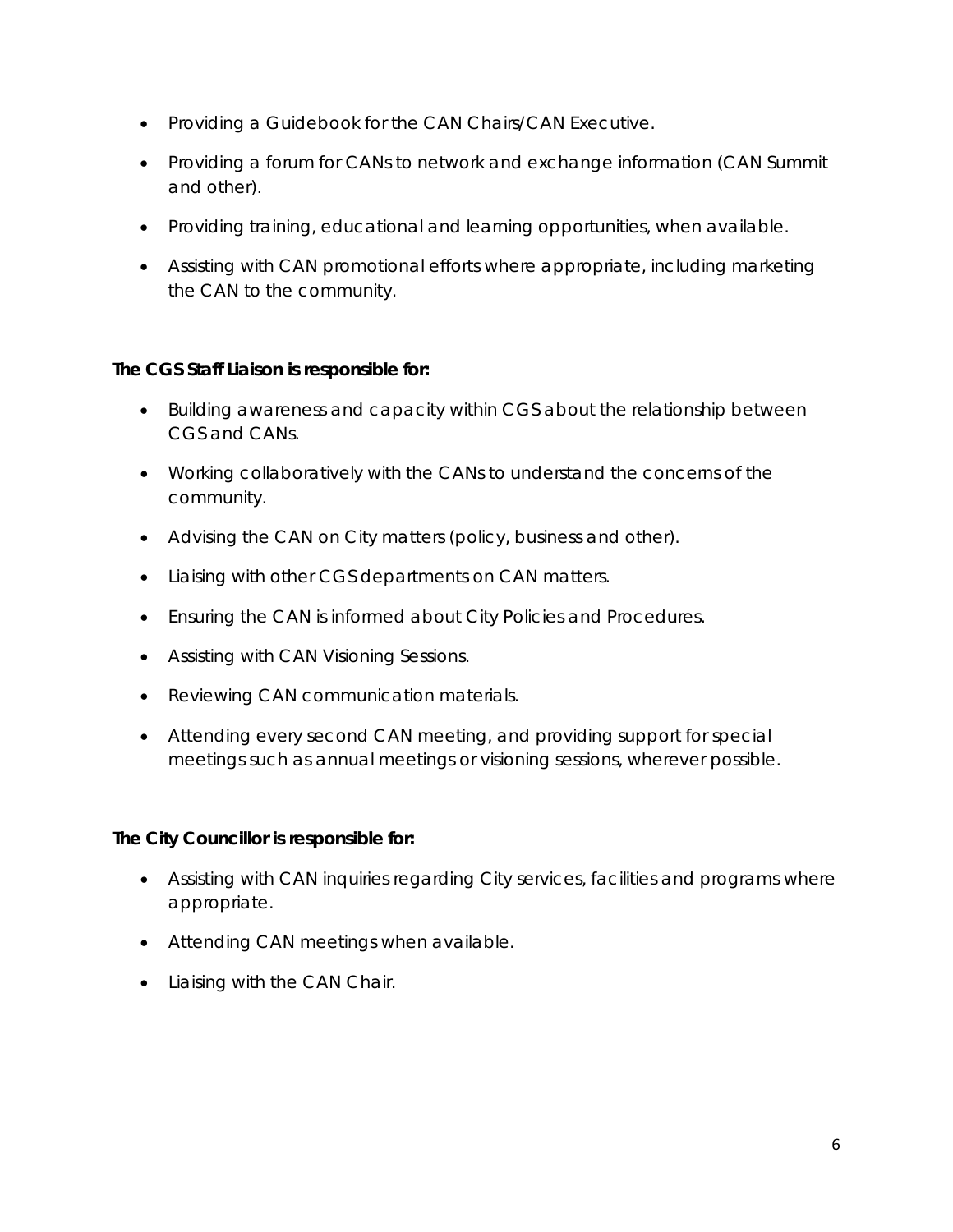- Providing a Guidebook for the CAN Chairs/CAN Executive.
- Providing a forum for CANs to network and exchange information (CAN Summit and other).
- Providing training, educational and learning opportunities, when available.
- Assisting with CAN promotional efforts where appropriate, including marketing the CAN to the community.

**The CGS Staff Liaison is responsible for:**

- Building awareness and capacity within CGS about the relationship between CGS and CANs.
- Working collaboratively with the CANs to understand the concerns of the community.
- Advising the CAN on City matters (policy, business and other).
- Liaising with other CGS departments on CAN matters.
- Ensuring the CAN is informed about City Policies and Procedures.
- Assisting with CAN Visioning Sessions.
- Reviewing CAN communication materials.
- Attending every second CAN meeting, and providing support for special meetings such as annual meetings or visioning sessions, wherever possible.

**The City Councillor is responsible for:**

- Assisting with CAN inquiries regarding City services, facilities and programs where appropriate.
- Attending CAN meetings when available.
- Liaising with the CAN Chair.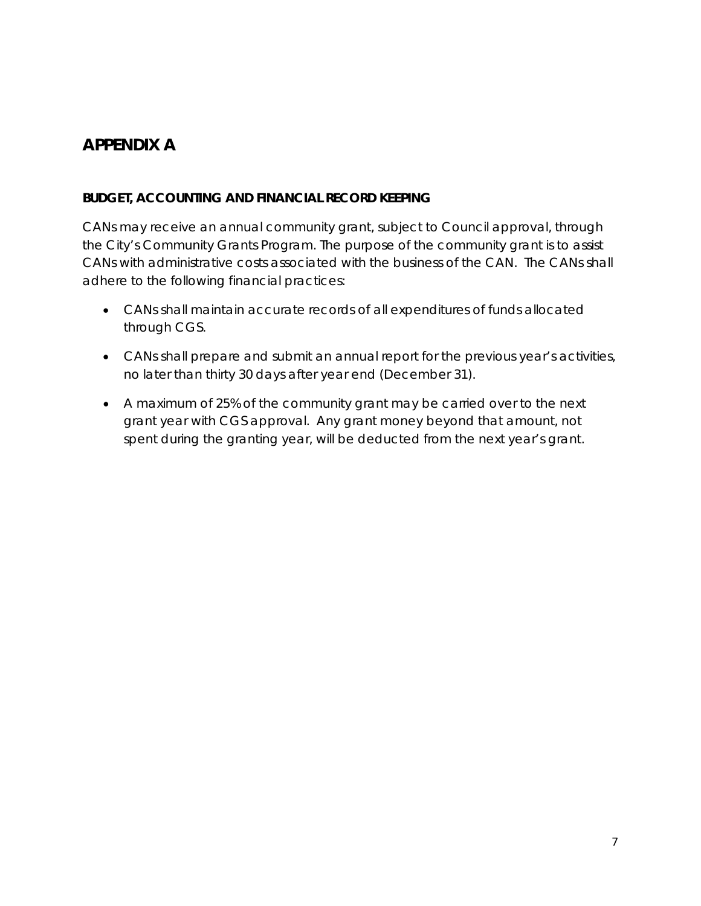# APPENDIX A

**BUDGET, ACCOUNTING AND FINANCIAL RECORD KEEPING**

CANs may receive an annual community grant, subject to Council approval, through the City's Community Grants Program. The purpose of the community grant is to assist CANs with administrative costs associated with the business of the CAN. The CANs shall adhere to the following financial practices:

- CANs shall maintain accurate records of all expenditures of funds allocated through CGS.
- CANs shall prepare and submit an annual report for the previous year's activities, no later than thirty 30 days after year end (December 31).
- A maximum of 25% of the community grant may be carried over to the next grant year with CGS approval. Any grant money beyond that amount, not spent during the granting year, will be deducted from the next year's grant.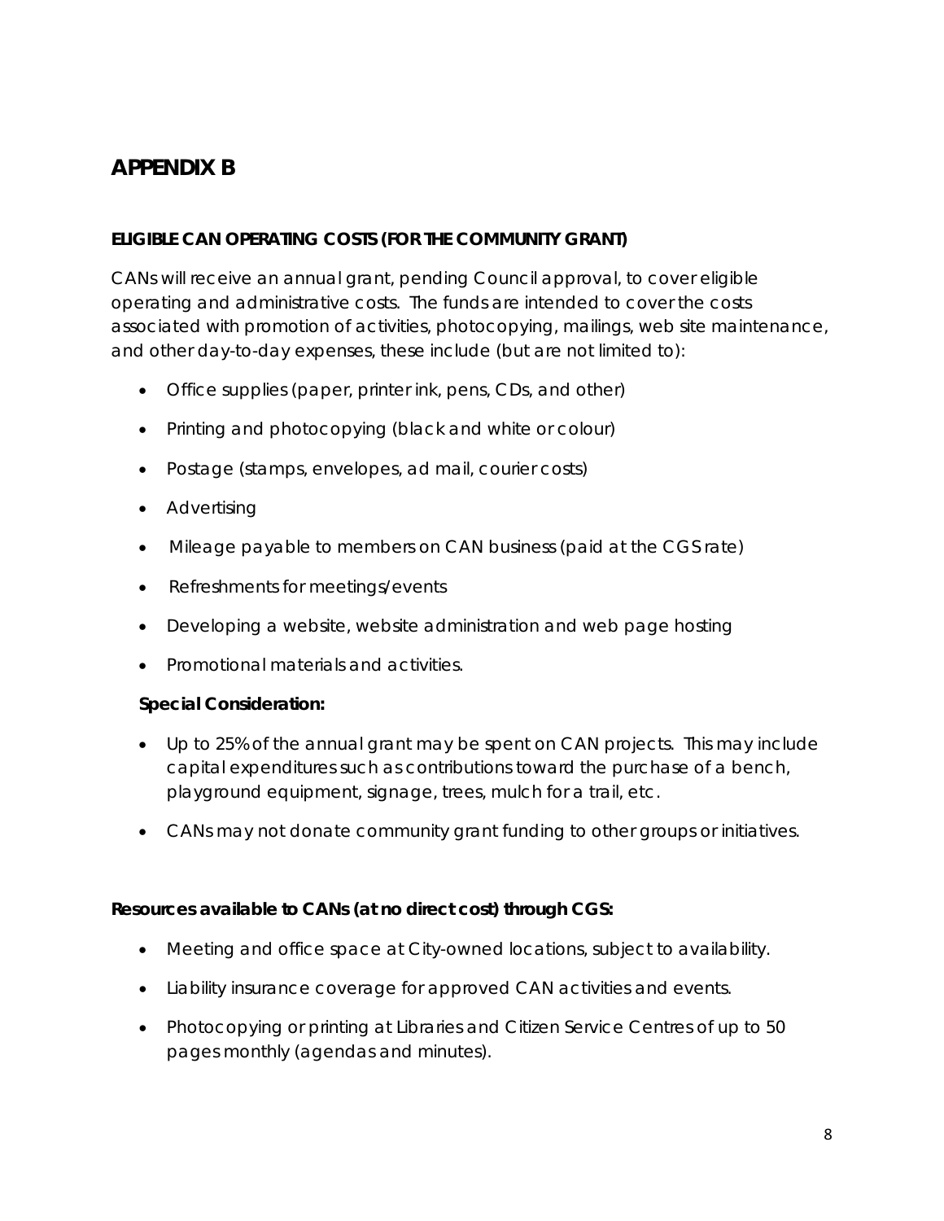# APPENDIX B

**ELIGIBLE CAN OPERATING COSTS (FOR THE COMMUNITY GRANT)**

CANs will receive an annual grant, pending Council approval, to cover eligible operating and administrative costs. The funds are intended to cover the costs associated with promotion of activities, photocopying, mailings, web site maintenance, and other day-to-day expenses, these include (but are not limited to):

- Office supplies (paper, printer ink, pens, CDs, and other)
- Printing and photocopying (black and white or colour)
- Postage (stamps, envelopes, ad mail, courier costs)
- Advertising
- Mileage payable to members on CAN business (paid at the CGS rate)
- Refreshments for meetings/events
- Developing a website, website administration and web page hosting
- Promotional materials and activities.

**Special Consideration:**

- Up to 25% of the annual grant may be spent on CAN projects. This may include capital expenditures such as contributions toward the purchase of a bench, playground equipment, signage, trees, mulch for a trail, etc.
- CANs may not donate community grant funding to other groups or initiatives.

**Resources available to CANs (at no direct cost) through CGS:**

- Meeting and office space at City-owned locations, subject to availability.
- Liability insurance coverage for approved CAN activities and events.
- Photocopying or printing at Libraries and Citizen Service Centres of up to 50 pages monthly (agendas and minutes).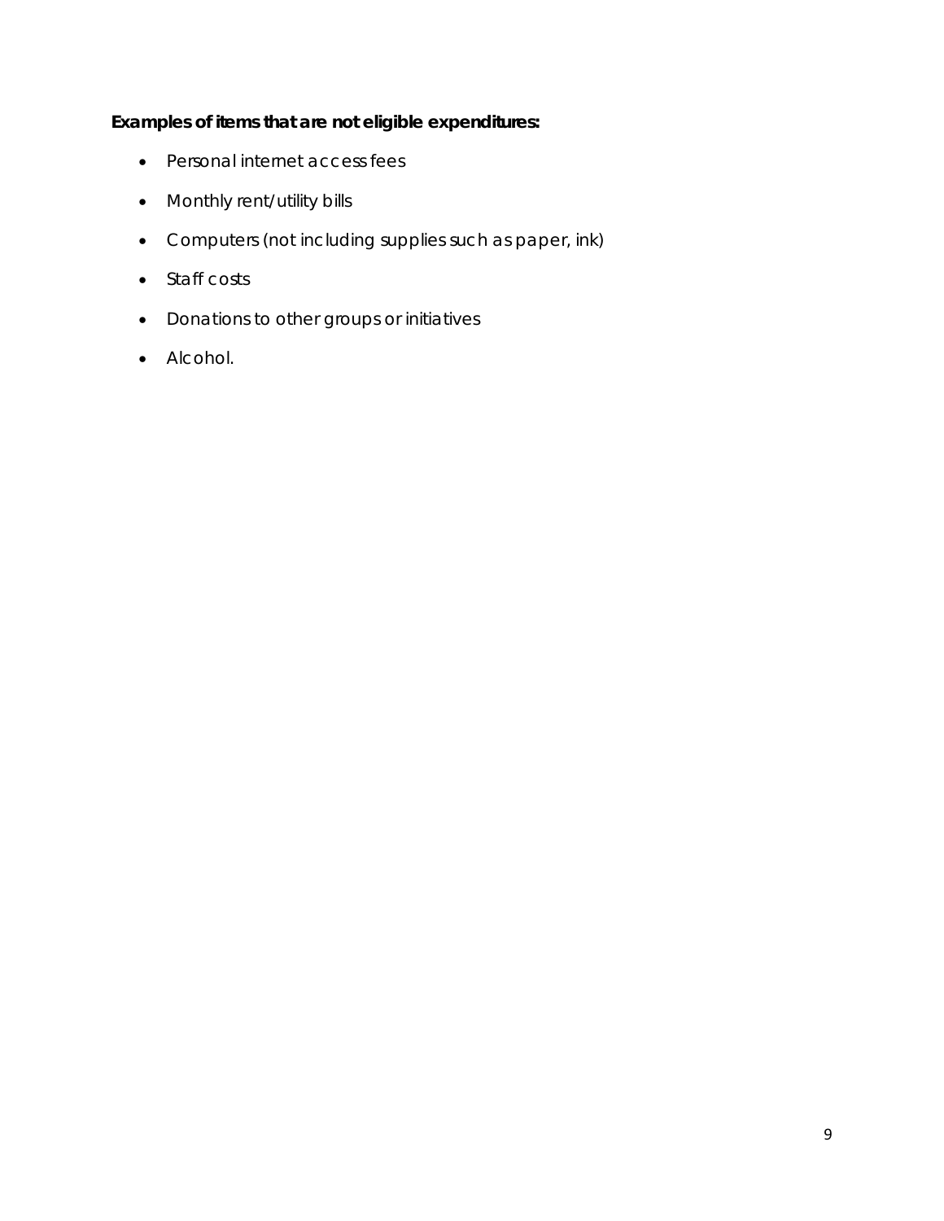**Examples of items that are not eligible expenditures:**

- Personal internet access fees
- Monthly rent/utility bills
- Computers (not including supplies such as paper, ink)
- Staff costs
- Donations to other groups or initiatives
- Alcohol.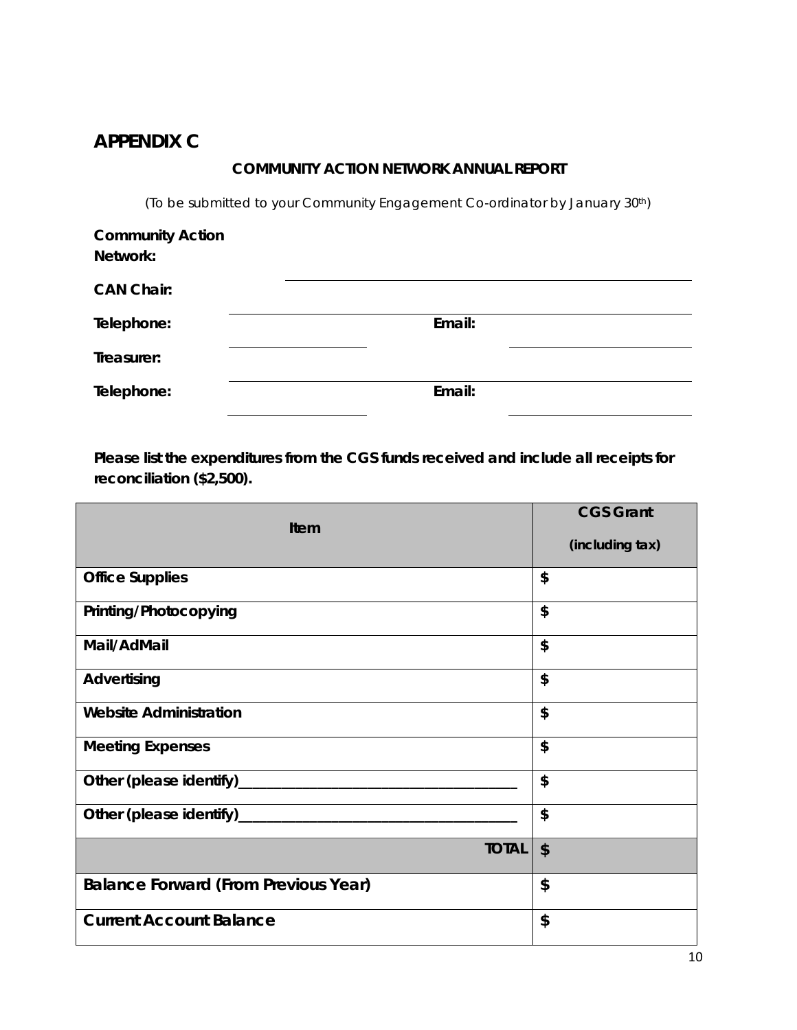# APPENDIX C

**COMMUNITY ACTION NETWORK ANNUAL REPORT**

*(To be submitted to your Community Engagement Co-ordinator by January 30th)*

**Community Action Network:** ______________________________

**CAN Chair:** ______________________________

**Telephone:** ____________ **Email:** ____________

**Treasurer:** ______________________________

**Telephone:** ____________ **Email:** ____________

**Please list the expenditures from the CGS funds received and include all receipts for reconciliation ($2,500).**

| Item | CGS Grant (including tax) |
|---|---|
| **Office Supplies** | $ |
| **Printing/Photocopying** | $ |
| **Mail/AdMail** | $ |
| **Advertising** | $ |
| **Website Administration** | $ |
| **Meeting Expenses** | $ |
| **Other (please identify)**______________________________ | $ |
| **Other (please identify)**______________________________ | $ |
| **TOTAL** | $ |
| **Balance Forward (From Previous Year)** | $ |
| **Current Account Balance** | $ |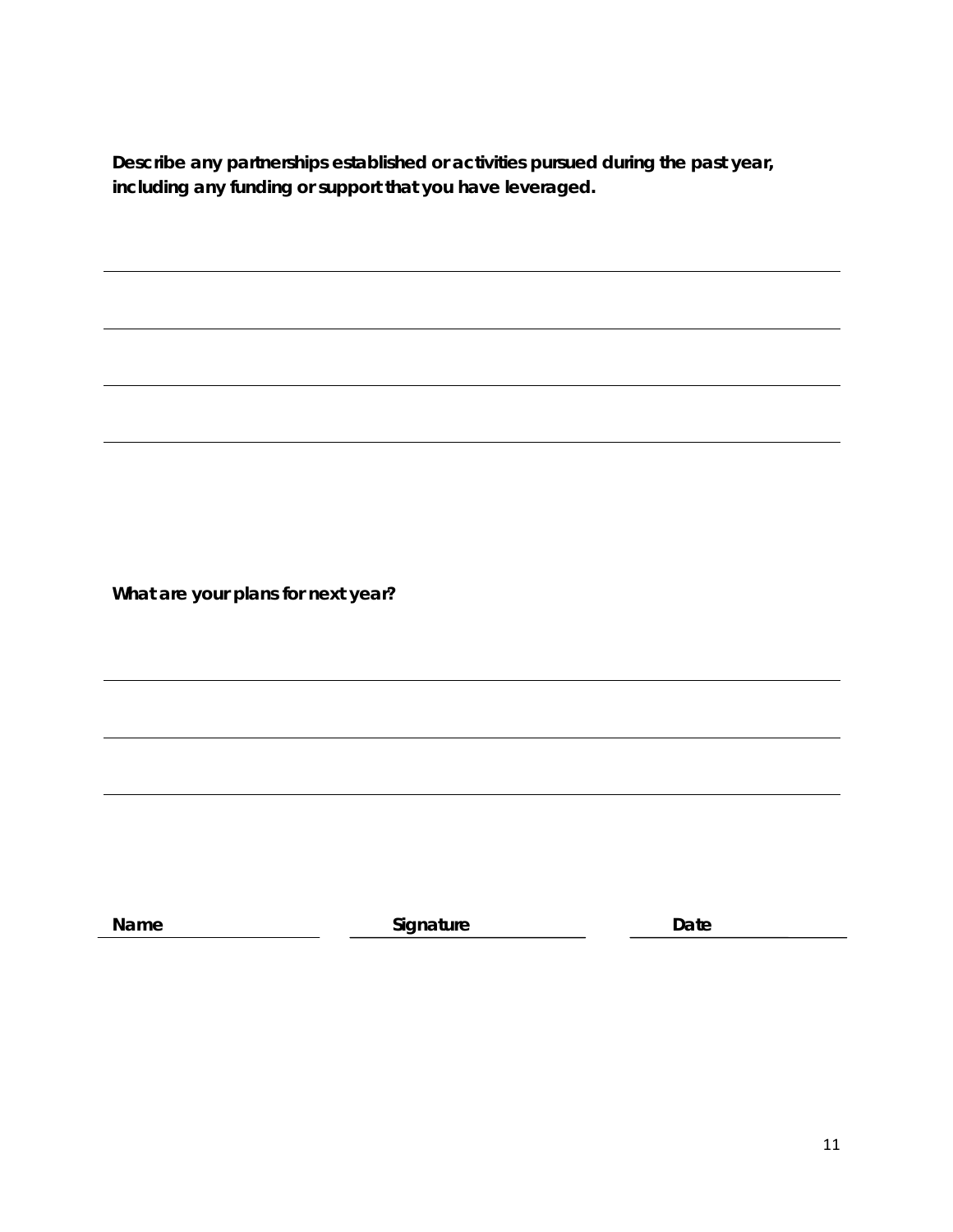**Describe any partnerships established or activities pursued during the past year, including any funding or support that you have leveraged.**

______________________________________________________________________

______________________________________________________________________

______________________________________________________________________

**What are your plans for next year?**

______________________________________________________________________

______________________________________________________________________

______________________________________________________________________

**Name** ____________________ **Signature** ____________________ **Date** ____________________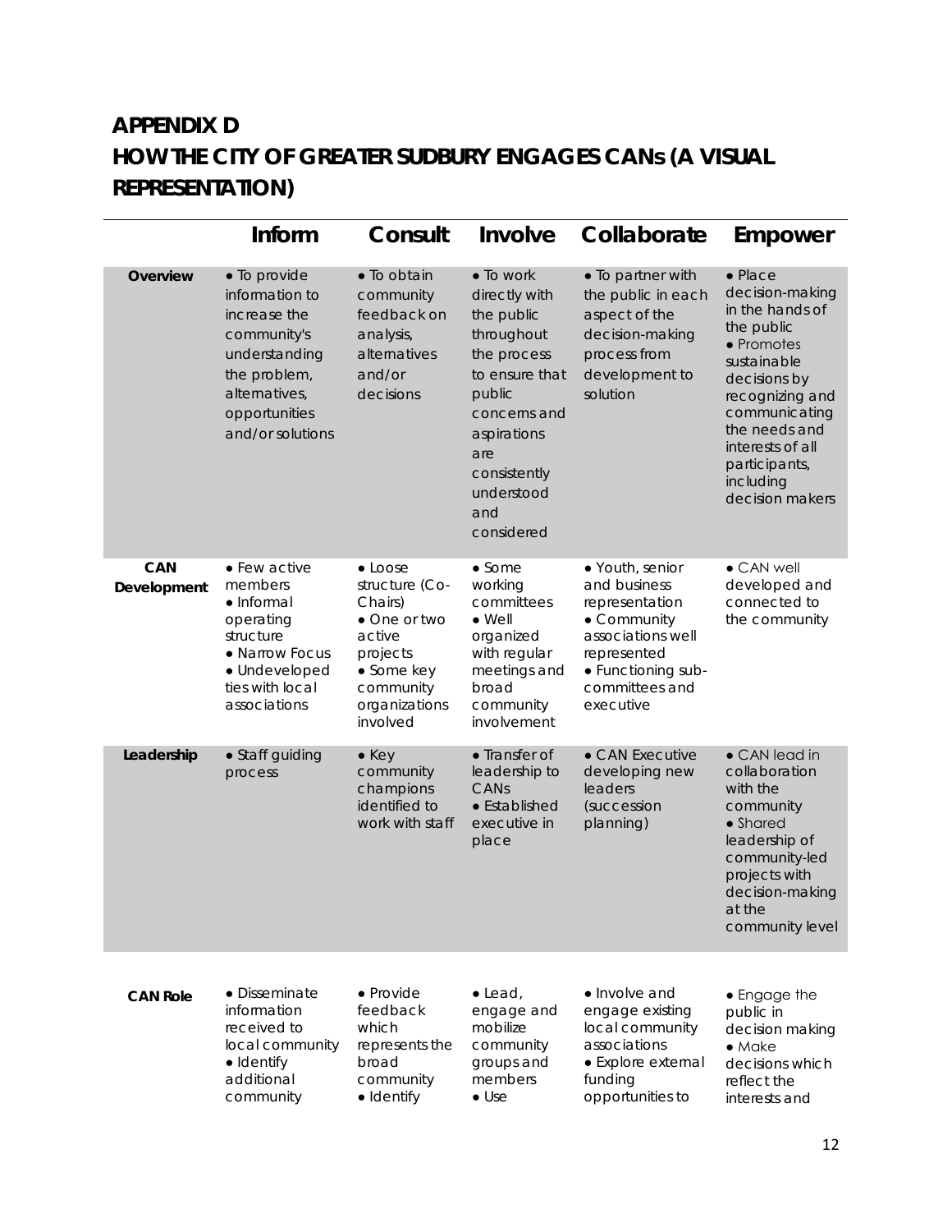# APPENDIX D
# HOW THE CITY OF GREATER SUDBURY ENGAGES CANs (A VISUAL REPRESENTATION)

| | Inform | Consult | Involve | Collaborate | Empower |
|---|---|---|---|---|---|
| **Overview** | • To provide information to increase the community's understanding the problem, alternatives, opportunities and/or solutions | • To obtain community feedback on analysis, alternatives and/or decisions | • To work directly with the public throughout the process to ensure that public concerns and aspirations are consistently understood and considered | • To partner with the public in each aspect of the decision-making process from development to solution | • Place decision-making in the hands of the public • Promotes sustainable decisions by recognizing and communicating the needs and interests of all participants, including decision makers |
| **CAN Development** | • Few active members • Informal operating structure • Narrow Focus • Undeveloped ties with local associations | • Loose structure (Co-Chairs) • One or two active projects • Some key community organizations involved | • Some working committees • Well organized with regular meetings and broad community involvement | • Youth, senior and business representation • Community associations well represented • Functioning sub-committees and executive | • CAN well developed and connected to the community |
| **Leadership** | • Staff guiding process | • Key community champions identified to work with staff | • Transfer of leadership to CANs • Established executive in place | • CAN Executive developing new leaders (succession planning) | • CAN lead in collaboration with the community • Shared leadership of community-led projects with decision-making at the community level |
| **CAN Role** | • Disseminate information received to local community • Identify additional community | • Provide feedback which represents the broad community • Identify | • Lead, engage and mobilize community groups and members • Use | • Involve and engage existing local community associations • Explore external funding opportunities to | • Engage the public in decision making • Make decisions which reflect the interests and |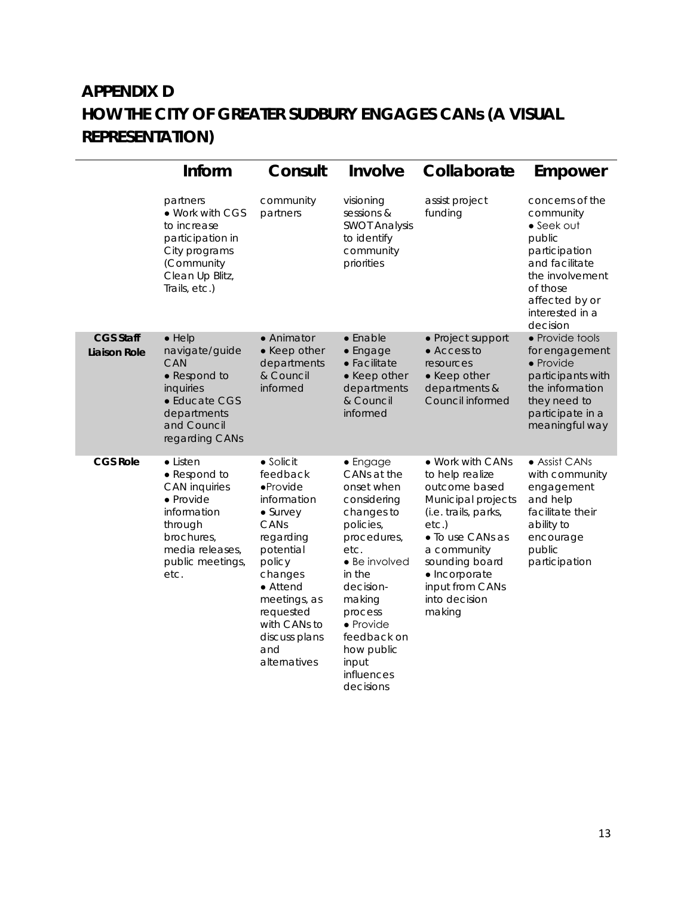# APPENDIX D
# HOW THE CITY OF GREATER SUDBURY ENGAGES CANs (A VISUAL REPRESENTATION)

| | Inform | Consult | Involve | Collaborate | Empower |
|---|---|---|---|---|---|
| | partners ● Work with CGS to increase participation in City programs (Community Clean Up Blitz, Trails, etc.) | community partners | visioning sessions & SWOT Analysis to identify community priorities | assist project funding | concerns of the community ● Seek out public participation and facilitate the involvement of those affected by or interested in a decision |
| **CGS Staff Liaison Role** | ● Help navigate/guide CAN ● Respond to inquiries ● Educate CGS departments and Council regarding CANs | ● Animator ● Keep other departments & Council informed | ● Enable ● Engage ● Facilitate ● Keep other departments & Council informed | ● Project support ● Access to resources ● Keep other departments & Council informed | ● Provide tools for engagement ● Provide participants with the information they need to participate in a meaningful way |
| **CGS Role** | ● Listen ● Respond to CAN inquiries ● Provide information through brochures, media releases, public meetings, etc. | ● Solicit feedback ●Provide information ● Survey CANs regarding potential policy changes ● Attend meetings, as requested with CANs to discuss plans and alternatives | ● Engage CANs at the onset when considering changes to policies, procedures, etc. ● Be involved in the decision-making process ● Provide feedback on how public input influences decisions | ● Work with CANs to help realize outcome based Municipal projects (i.e. trails, parks, etc.) ● To use CANs as a community sounding board ● Incorporate input from CANs into decision making | ● Assist CANs with community engagement and help facilitate their ability to encourage public participation |